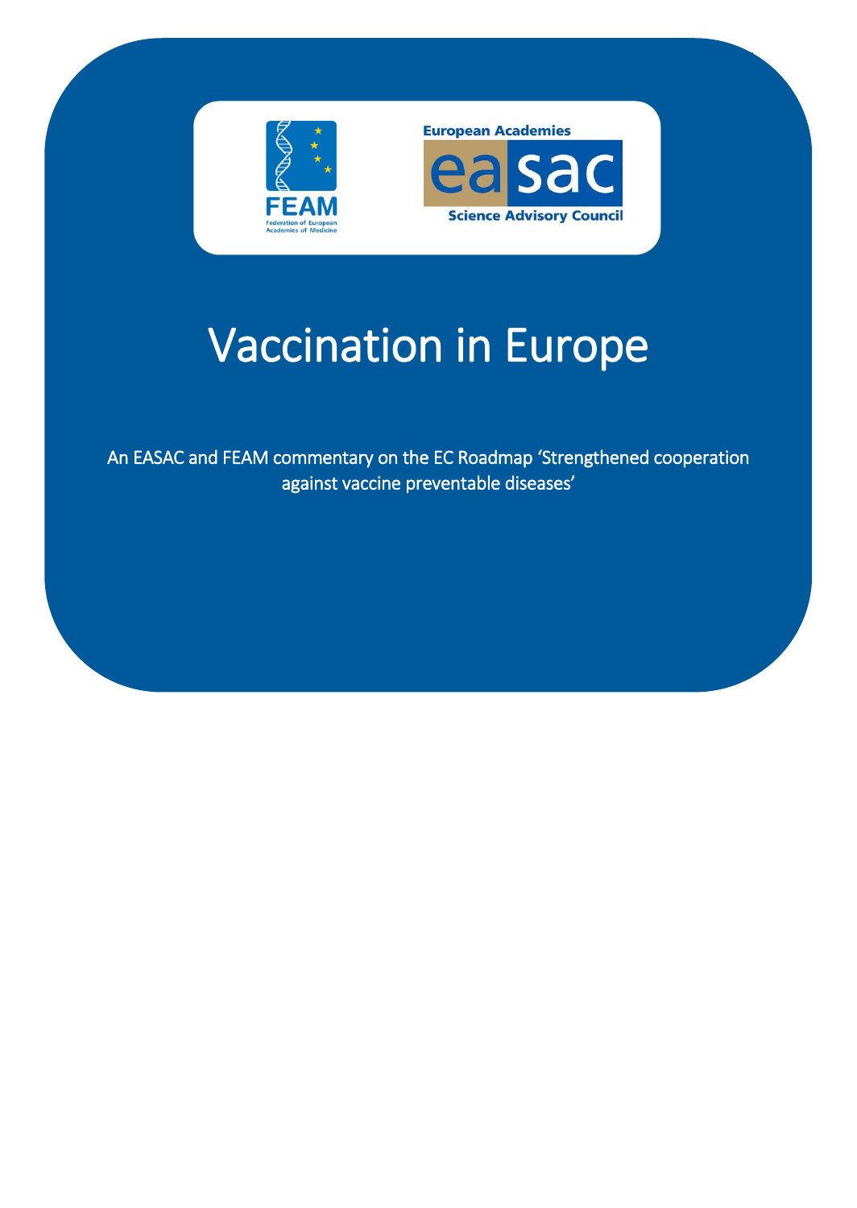FEAM
Federation of European Academies of Medicine

European Academies
easac
Science Advisory Council

# Vaccination in Europe

An EASAC and FEAM commentary on the EC Roadmap 'Strengthened cooperation against vaccine preventable diseases'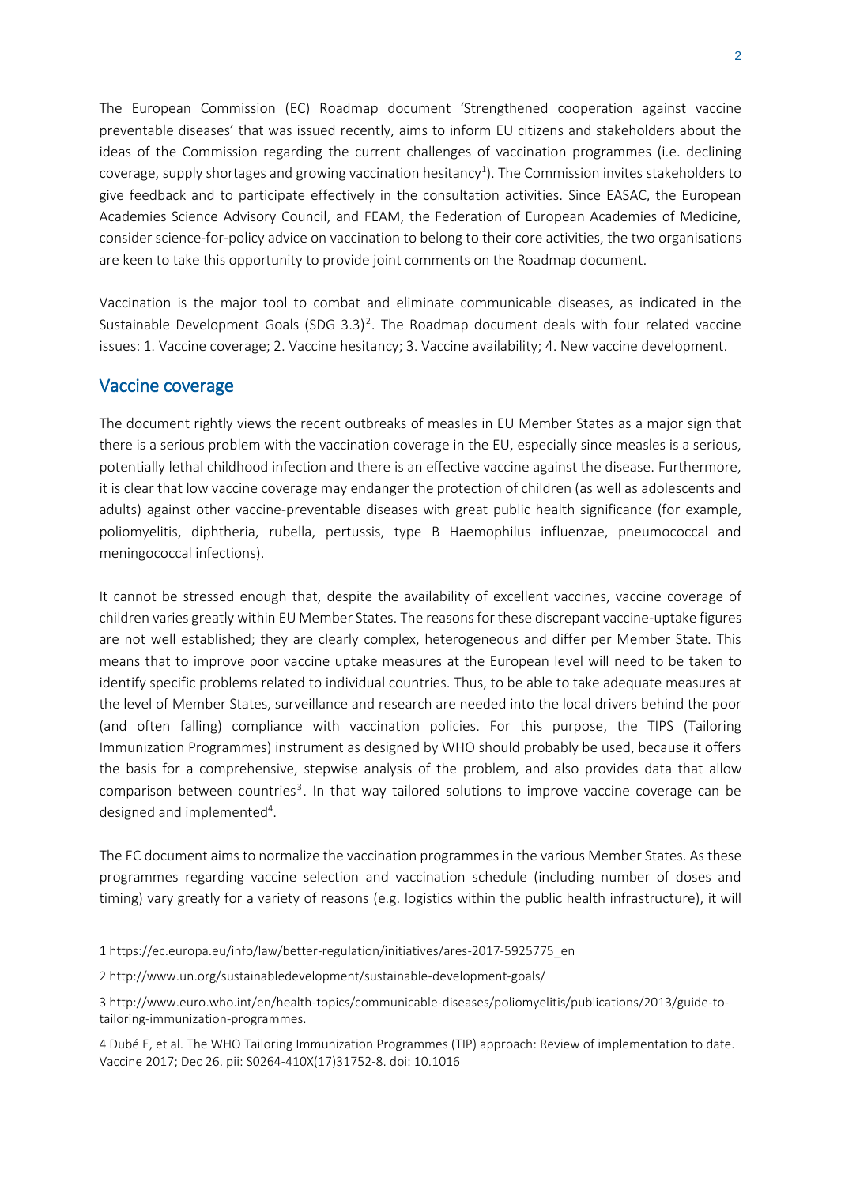The European Commission (EC) Roadmap document 'Strengthened cooperation against vaccine preventable diseases' that was issued recently, aims to inform EU citizens and stakeholders about the ideas of the Commission regarding the current challenges of vaccination programmes (i.e. declining coverage, supply shortages and growing vaccination hesitancy[1]). The Commission invites stakeholders to give feedback and to participate effectively in the consultation activities. Since EASAC, the European Academies Science Advisory Council, and FEAM, the Federation of European Academies of Medicine, consider science-for-policy advice on vaccination to belong to their core activities, the two organisations are keen to take this opportunity to provide joint comments on the Roadmap document.

Vaccination is the major tool to combat and eliminate communicable diseases, as indicated in the Sustainable Development Goals (SDG 3.3)[2]. The Roadmap document deals with four related vaccine issues: 1. Vaccine coverage; 2. Vaccine hesitancy; 3. Vaccine availability; 4. New vaccine development.

## Vaccine coverage

The document rightly views the recent outbreaks of measles in EU Member States as a major sign that there is a serious problem with the vaccination coverage in the EU, especially since measles is a serious, potentially lethal childhood infection and there is an effective vaccine against the disease. Furthermore, it is clear that low vaccine coverage may endanger the protection of children (as well as adolescents and adults) against other vaccine-preventable diseases with great public health significance (for example, poliomyelitis, diphtheria, rubella, pertussis, type B Haemophilus influenzae, pneumococcal and meningococcal infections).

It cannot be stressed enough that, despite the availability of excellent vaccines, vaccine coverage of children varies greatly within EU Member States. The reasons for these discrepant vaccine-uptake figures are not well established; they are clearly complex, heterogeneous and differ per Member State. This means that to improve poor vaccine uptake measures at the European level will need to be taken to identify specific problems related to individual countries. Thus, to be able to take adequate measures at the level of Member States, surveillance and research are needed into the local drivers behind the poor (and often falling) compliance with vaccination policies. For this purpose, the TIPS (Tailoring Immunization Programmes) instrument as designed by WHO should probably be used, because it offers the basis for a comprehensive, stepwise analysis of the problem, and also provides data that allow comparison between countries[3]. In that way tailored solutions to improve vaccine coverage can be designed and implemented[4].

The EC document aims to normalize the vaccination programmes in the various Member States. As these programmes regarding vaccine selection and vaccination schedule (including number of doses and timing) vary greatly for a variety of reasons (e.g. logistics within the public health infrastructure), it will

---

1 https://ec.europa.eu/info/law/better-regulation/initiatives/ares-2017-5925775_en

2 http://www.un.org/sustainabledevelopment/sustainable-development-goals/

3 http://www.euro.who.int/en/health-topics/communicable-diseases/poliomyelitis/publications/2013/guide-to-tailoring-immunization-programmes.

4 Dubé E, et al. The WHO Tailoring Immunization Programmes (TIP) approach: Review of implementation to date. Vaccine 2017; Dec 26. pii: S0264-410X(17)31752-8. doi: 10.1016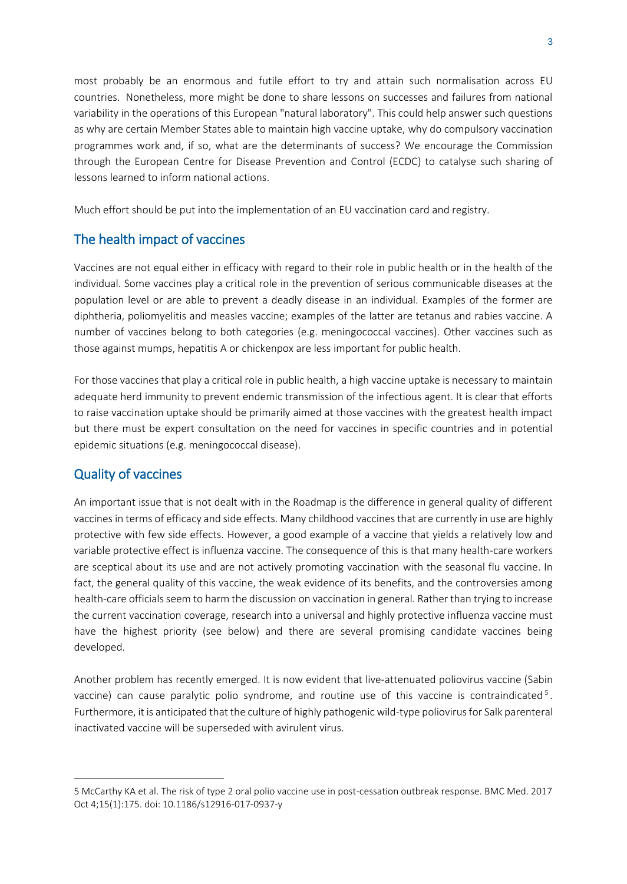most probably be an enormous and futile effort to try and attain such normalisation across EU countries. Nonetheless, more might be done to share lessons on successes and failures from national variability in the operations of this European "natural laboratory". This could help answer such questions as why are certain Member States able to maintain high vaccine uptake, why do compulsory vaccination programmes work and, if so, what are the determinants of success? We encourage the Commission through the European Centre for Disease Prevention and Control (ECDC) to catalyse such sharing of lessons learned to inform national actions.

Much effort should be put into the implementation of an EU vaccination card and registry.

## The health impact of vaccines

Vaccines are not equal either in efficacy with regard to their role in public health or in the health of the individual. Some vaccines play a critical role in the prevention of serious communicable diseases at the population level or are able to prevent a deadly disease in an individual. Examples of the former are diphtheria, poliomyelitis and measles vaccine; examples of the latter are tetanus and rabies vaccine. A number of vaccines belong to both categories (e.g. meningococcal vaccines). Other vaccines such as those against mumps, hepatitis A or chickenpox are less important for public health.

For those vaccines that play a critical role in public health, a high vaccine uptake is necessary to maintain adequate herd immunity to prevent endemic transmission of the infectious agent. It is clear that efforts to raise vaccination uptake should be primarily aimed at those vaccines with the greatest health impact but there must be expert consultation on the need for vaccines in specific countries and in potential epidemic situations (e.g. meningococcal disease).

## Quality of vaccines

An important issue that is not dealt with in the Roadmap is the difference in general quality of different vaccines in terms of efficacy and side effects. Many childhood vaccines that are currently in use are highly protective with few side effects. However, a good example of a vaccine that yields a relatively low and variable protective effect is influenza vaccine. The consequence of this is that many health-care workers are sceptical about its use and are not actively promoting vaccination with the seasonal flu vaccine. In fact, the general quality of this vaccine, the weak evidence of its benefits, and the controversies among health-care officials seem to harm the discussion on vaccination in general. Rather than trying to increase the current vaccination coverage, research into a universal and highly protective influenza vaccine must have the highest priority (see below) and there are several promising candidate vaccines being developed.

Another problem has recently emerged. It is now evident that live-attenuated poliovirus vaccine (Sabin vaccine) can cause paralytic polio syndrome, and routine use of this vaccine is contraindicated[5]. Furthermore, it is anticipated that the culture of highly pathogenic wild-type poliovirus for Salk parenteral inactivated vaccine will be superseded with avirulent virus.

---

5 McCarthy KA et al. The risk of type 2 oral polio vaccine use in post-cessation outbreak response. BMC Med. 2017 Oct 4;15(1):175. doi: 10.1186/s12916-017-0937-y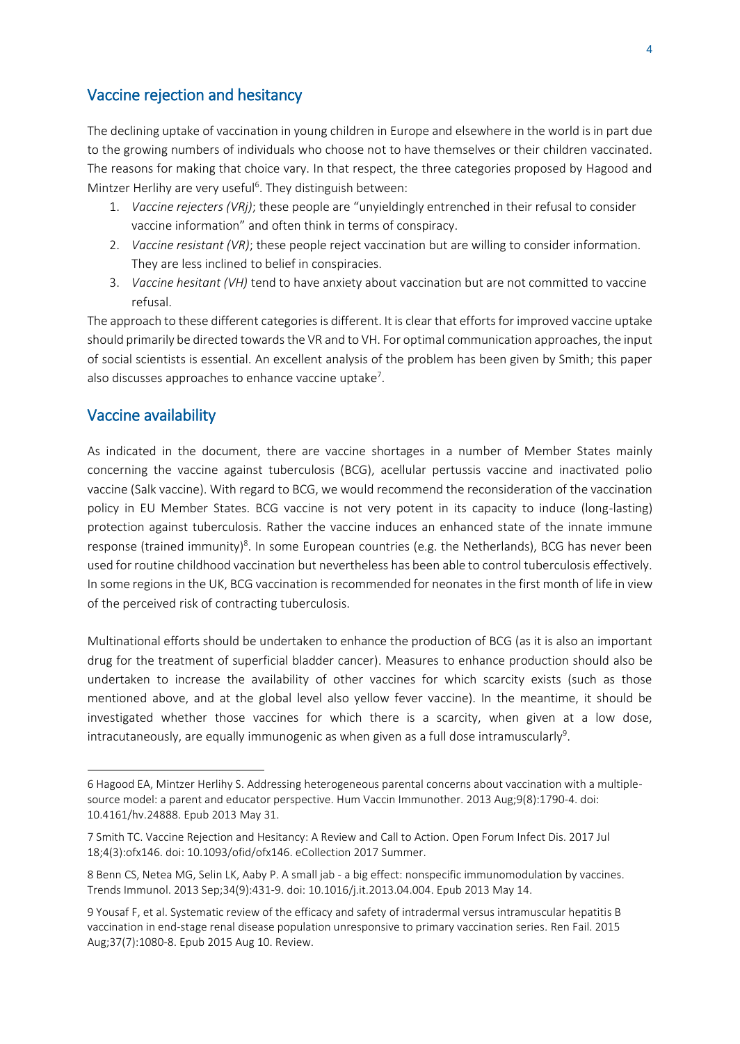## Vaccine rejection and hesitancy

The declining uptake of vaccination in young children in Europe and elsewhere in the world is in part due to the growing numbers of individuals who choose not to have themselves or their children vaccinated. The reasons for making that choice vary. In that respect, the three categories proposed by Hagood and Mintzer Herlihy are very useful[6]. They distinguish between:

1. *Vaccine rejecters (VRj)*; these people are "unyieldingly entrenched in their refusal to consider vaccine information" and often think in terms of conspiracy.
2. *Vaccine resistant (VR)*; these people reject vaccination but are willing to consider information. They are less inclined to belief in conspiracies.
3. *Vaccine hesitant (VH)* tend to have anxiety about vaccination but are not committed to vaccine refusal.

The approach to these different categories is different. It is clear that efforts for improved vaccine uptake should primarily be directed towards the VR and to VH. For optimal communication approaches, the input of social scientists is essential. An excellent analysis of the problem has been given by Smith; this paper also discusses approaches to enhance vaccine uptake[7].

## Vaccine availability

As indicated in the document, there are vaccine shortages in a number of Member States mainly concerning the vaccine against tuberculosis (BCG), acellular pertussis vaccine and inactivated polio vaccine (Salk vaccine). With regard to BCG, we would recommend the reconsideration of the vaccination policy in EU Member States. BCG vaccine is not very potent in its capacity to induce (long-lasting) protection against tuberculosis. Rather the vaccine induces an enhanced state of the innate immune response (trained immunity)[8]. In some European countries (e.g. the Netherlands), BCG has never been used for routine childhood vaccination but nevertheless has been able to control tuberculosis effectively. In some regions in the UK, BCG vaccination is recommended for neonates in the first month of life in view of the perceived risk of contracting tuberculosis.

Multinational efforts should be undertaken to enhance the production of BCG (as it is also an important drug for the treatment of superficial bladder cancer). Measures to enhance production should also be undertaken to increase the availability of other vaccines for which scarcity exists (such as those mentioned above, and at the global level also yellow fever vaccine). In the meantime, it should be investigated whether those vaccines for which there is a scarcity, when given at a low dose, intracutaneously, are equally immunogenic as when given as a full dose intramuscularly[9].

---

6 Hagood EA, Mintzer Herlihy S. Addressing heterogeneous parental concerns about vaccination with a multiple-source model: a parent and educator perspective. Hum Vaccin Immunother. 2013 Aug;9(8):1790-4. doi: 10.4161/hv.24888. Epub 2013 May 31.

7 Smith TC. Vaccine Rejection and Hesitancy: A Review and Call to Action. Open Forum Infect Dis. 2017 Jul 18;4(3):ofx146. doi: 10.1093/ofid/ofx146. eCollection 2017 Summer.

8 Benn CS, Netea MG, Selin LK, Aaby P. A small jab - a big effect: nonspecific immunomodulation by vaccines. Trends Immunol. 2013 Sep;34(9):431-9. doi: 10.1016/j.it.2013.04.004. Epub 2013 May 14.

9 Yousaf F, et al. Systematic review of the efficacy and safety of intradermal versus intramuscular hepatitis B vaccination in end-stage renal disease population unresponsive to primary vaccination series. Ren Fail. 2015 Aug;37(7):1080-8. Epub 2015 Aug 10. Review.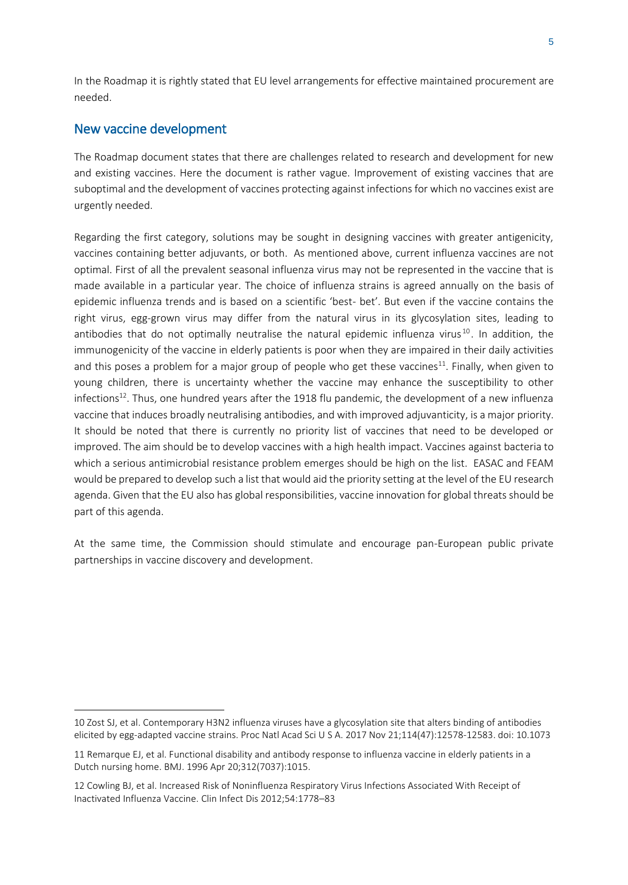In the Roadmap it is rightly stated that EU level arrangements for effective maintained procurement are needed.

## New vaccine development

The Roadmap document states that there are challenges related to research and development for new and existing vaccines. Here the document is rather vague. Improvement of existing vaccines that are suboptimal and the development of vaccines protecting against infections for which no vaccines exist are urgently needed.

Regarding the first category, solutions may be sought in designing vaccines with greater antigenicity, vaccines containing better adjuvants, or both. As mentioned above, current influenza vaccines are not optimal. First of all the prevalent seasonal influenza virus may not be represented in the vaccine that is made available in a particular year. The choice of influenza strains is agreed annually on the basis of epidemic influenza trends and is based on a scientific 'best- bet'. But even if the vaccine contains the right virus, egg-grown virus may differ from the natural virus in its glycosylation sites, leading to antibodies that do not optimally neutralise the natural epidemic influenza virus[10]. In addition, the immunogenicity of the vaccine in elderly patients is poor when they are impaired in their daily activities and this poses a problem for a major group of people who get these vaccines[11]. Finally, when given to young children, there is uncertainty whether the vaccine may enhance the susceptibility to other infections[12]. Thus, one hundred years after the 1918 flu pandemic, the development of a new influenza vaccine that induces broadly neutralising antibodies, and with improved adjuvanticity, is a major priority. It should be noted that there is currently no priority list of vaccines that need to be developed or improved. The aim should be to develop vaccines with a high health impact. Vaccines against bacteria to which a serious antimicrobial resistance problem emerges should be high on the list. EASAC and FEAM would be prepared to develop such a list that would aid the priority setting at the level of the EU research agenda. Given that the EU also has global responsibilities, vaccine innovation for global threats should be part of this agenda.

At the same time, the Commission should stimulate and encourage pan-European public private partnerships in vaccine discovery and development.

---

10 Zost SJ, et al. Contemporary H3N2 influenza viruses have a glycosylation site that alters binding of antibodies elicited by egg-adapted vaccine strains. Proc Natl Acad Sci U S A. 2017 Nov 21;114(47):12578-12583. doi: 10.1073

11 Remarque EJ, et al. Functional disability and antibody response to influenza vaccine in elderly patients in a Dutch nursing home. BMJ. 1996 Apr 20;312(7037):1015.

12 Cowling BJ, et al. Increased Risk of Noninfluenza Respiratory Virus Infections Associated With Receipt of Inactivated Influenza Vaccine. Clin Infect Dis 2012;54:1778–83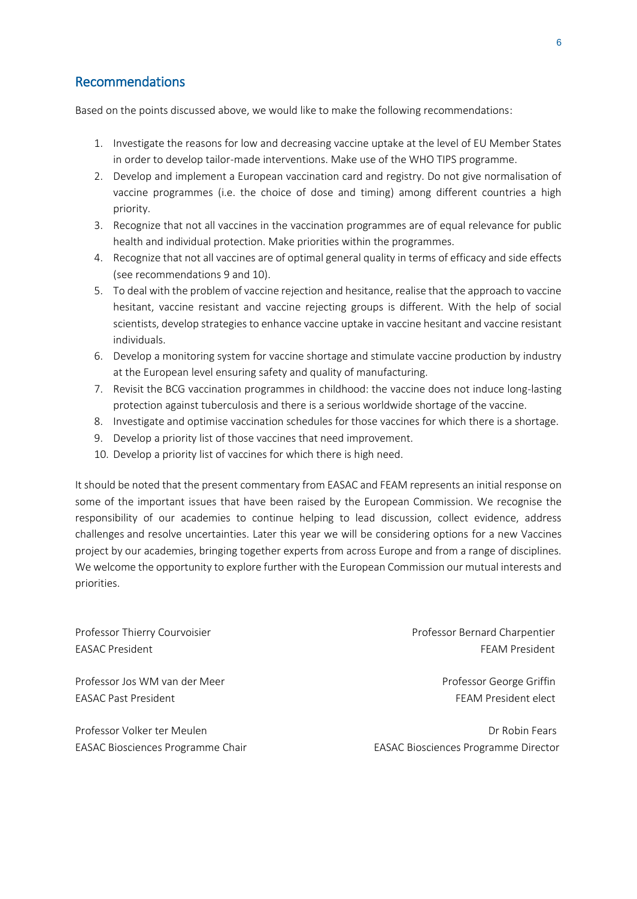## Recommendations

Based on the points discussed above, we would like to make the following recommendations:

1. Investigate the reasons for low and decreasing vaccine uptake at the level of EU Member States in order to develop tailor-made interventions. Make use of the WHO TIPS programme.
2. Develop and implement a European vaccination card and registry. Do not give normalisation of vaccine programmes (i.e. the choice of dose and timing) among different countries a high priority.
3. Recognize that not all vaccines in the vaccination programmes are of equal relevance for public health and individual protection. Make priorities within the programmes.
4. Recognize that not all vaccines are of optimal general quality in terms of efficacy and side effects (see recommendations 9 and 10).
5. To deal with the problem of vaccine rejection and hesitance, realise that the approach to vaccine hesitant, vaccine resistant and vaccine rejecting groups is different. With the help of social scientists, develop strategies to enhance vaccine uptake in vaccine hesitant and vaccine resistant individuals.
6. Develop a monitoring system for vaccine shortage and stimulate vaccine production by industry at the European level ensuring safety and quality of manufacturing.
7. Revisit the BCG vaccination programmes in childhood: the vaccine does not induce long-lasting protection against tuberculosis and there is a serious worldwide shortage of the vaccine.
8. Investigate and optimise vaccination schedules for those vaccines for which there is a shortage.
9. Develop a priority list of those vaccines that need improvement.
10. Develop a priority list of vaccines for which there is high need.

It should be noted that the present commentary from EASAC and FEAM represents an initial response on some of the important issues that have been raised by the European Commission. We recognise the responsibility of our academies to continue helping to lead discussion, collect evidence, address challenges and resolve uncertainties. Later this year we will be considering options for a new Vaccines project by our academies, bringing together experts from across Europe and from a range of disciplines. We welcome the opportunity to explore further with the European Commission our mutual interests and priorities.

Professor Thierry Courvoisier
EASAC President

Professor Bernard Charpentier
FEAM President

Professor Jos WM van der Meer
EASAC Past President

Professor George Griffin
FEAM President elect

Professor Volker ter Meulen
EASAC Biosciences Programme Chair

Dr Robin Fears
EASAC Biosciences Programme Director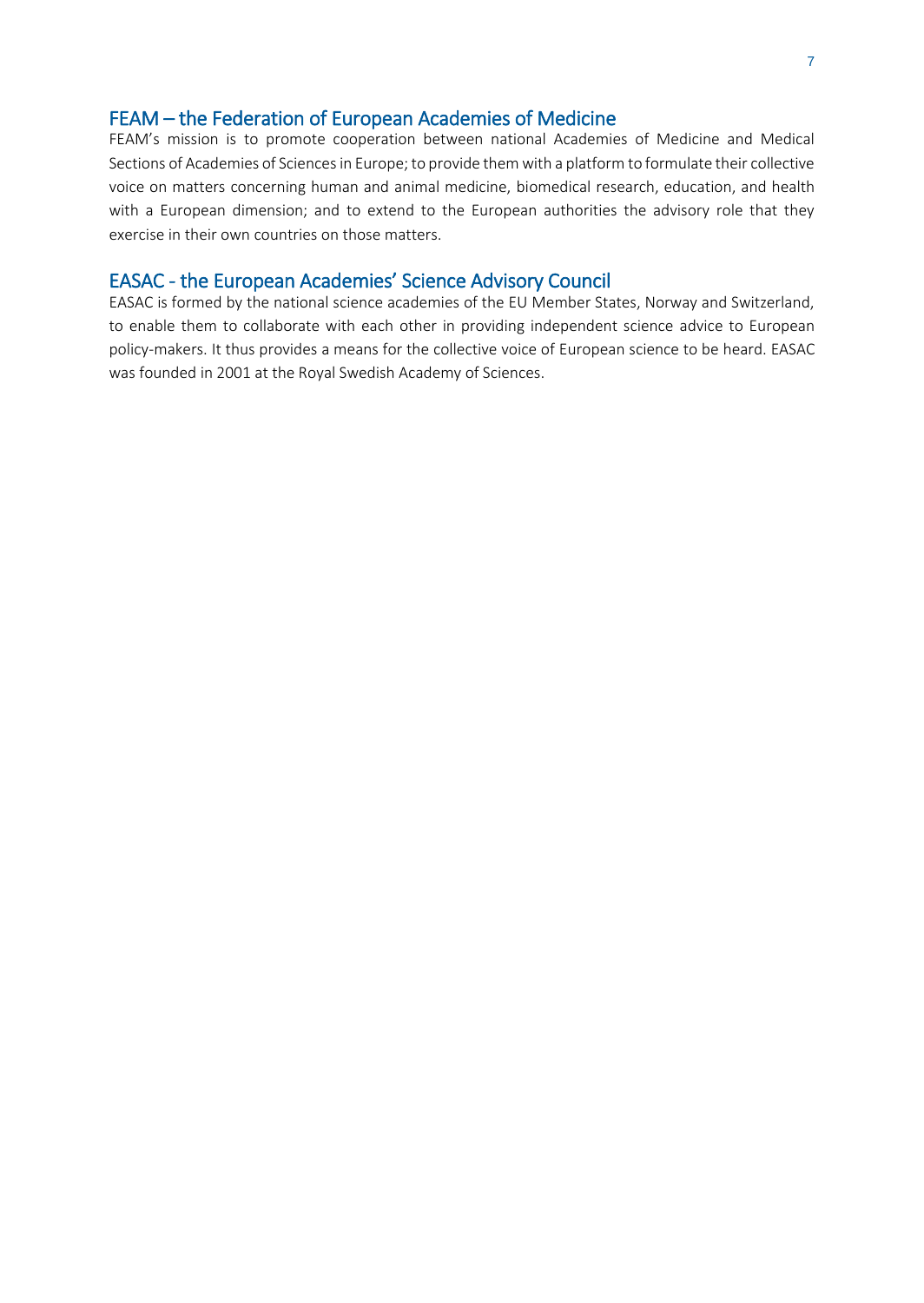## FEAM – the Federation of European Academies of Medicine

FEAM's mission is to promote cooperation between national Academies of Medicine and Medical Sections of Academies of Sciences in Europe; to provide them with a platform to formulate their collective voice on matters concerning human and animal medicine, biomedical research, education, and health with a European dimension; and to extend to the European authorities the advisory role that they exercise in their own countries on those matters.

## EASAC - the European Academies' Science Advisory Council

EASAC is formed by the national science academies of the EU Member States, Norway and Switzerland, to enable them to collaborate with each other in providing independent science advice to European policy-makers. It thus provides a means for the collective voice of European science to be heard. EASAC was founded in 2001 at the Royal Swedish Academy of Sciences.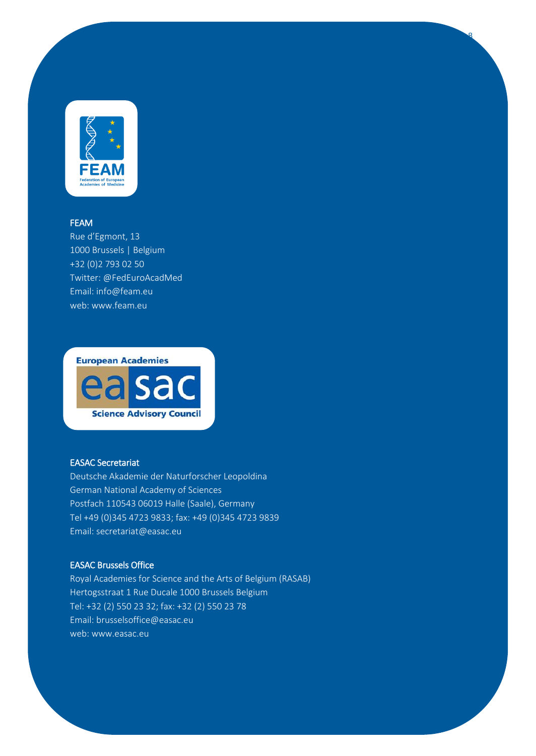FEAM
Rue d'Egmont, 13
1000 Brussels | Belgium
+32 (0)2 793 02 50
Twitter: @FedEuroAcadMed
Email: info@feam.eu
web: www.feam.eu

EASAC Secretariat
Deutsche Akademie der Naturforscher Leopoldina
German National Academy of Sciences
Postfach 110543 06019 Halle (Saale), Germany
Tel +49 (0)345 4723 9833; fax: +49 (0)345 4723 9839
Email: secretariat@easac.eu

EASAC Brussels Office
Royal Academies for Science and the Arts of Belgium (RASAB)
Hertogsstraat 1 Rue Ducale 1000 Brussels Belgium
Tel: +32 (2) 550 23 32; fax: +32 (2) 550 23 78
Email: brusselsoffice@easac.eu
web: www.easac.eu